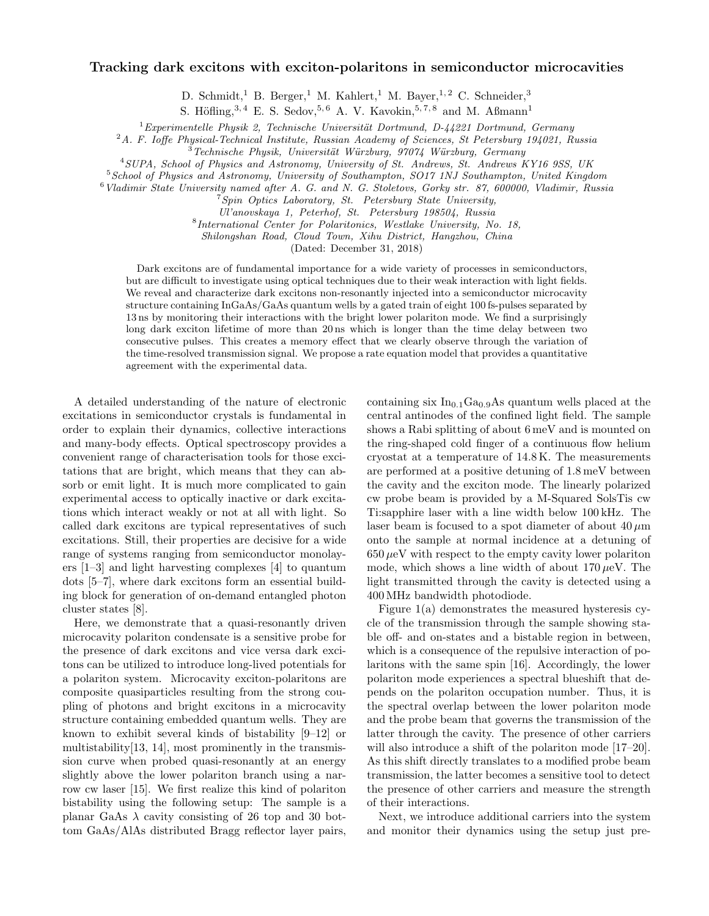# Tracking dark excitons with exciton-polaritons in semiconductor microcavities

D. Schmidt,[1] B. Berger,[1] M. Kahlert,[1] M. Bayer,[1,2] C. Schneider,[3] S. Höfling,[3,4] E. S. Sedov,[5,6] A. V. Kavokin,[5,7,8] and M. Aßmann[1]

[1] *Experimentelle Physik 2, Technische Universität Dortmund, D-44221 Dortmund, Germany*
[2] *A. F. Ioffe Physical-Technical Institute, Russian Academy of Sciences, St Petersburg 194021, Russia*
[3] *Technische Physik, Universität Würzburg, 97074 Würzburg, Germany*
[4] *SUPA, School of Physics and Astronomy, University of St. Andrews, St. Andrews KY16 9SS, UK*
[5] *School of Physics and Astronomy, University of Southampton, SO17 1NJ Southampton, United Kingdom*
[6] *Vladimir State University named after A. G. and N. G. Stoletovs, Gorky str. 87, 600000, Vladimir, Russia*
[7] *Spin Optics Laboratory, St. Petersburg State University, Ul'anovskaya 1, Peterhof, St. Petersburg 198504, Russia*
[8] *International Center for Polaritonics, Westlake University, No. 18, Shilongshan Road, Cloud Town, Xihu District, Hangzhou, China*

(Dated: December 31, 2018)

Dark excitons are of fundamental importance for a wide variety of processes in semiconductors, but are difficult to investigate using optical techniques due to their weak interaction with light fields. We reveal and characterize dark excitons non-resonantly injected into a semiconductor microcavity structure containing InGaAs/GaAs quantum wells by a gated train of eight 100 fs-pulses separated by 13 ns by monitoring their interactions with the bright lower polariton mode. We find a surprisingly long dark exciton lifetime of more than 20 ns which is longer than the time delay between two consecutive pulses. This creates a memory effect that we clearly observe through the variation of the time-resolved transmission signal. We propose a rate equation model that provides a quantitative agreement with the experimental data.

A detailed understanding of the nature of electronic excitations in semiconductor crystals is fundamental in order to explain their dynamics, collective interactions and many-body effects. Optical spectroscopy provides a convenient range of characterisation tools for those excitations that are bright, which means that they can absorb or emit light. It is much more complicated to gain experimental access to optically inactive or dark excitations which interact weakly or not at all with light. So called dark excitons are typical representatives of such excitations. Still, their properties are decisive for a wide range of systems ranging from semiconductor monolayers [1–3] and light harvesting complexes [4] to quantum dots [5–7], where dark excitons form an essential building block for generation of on-demand entangled photon cluster states [8].

Here, we demonstrate that a quasi-resonantly driven microcavity polariton condensate is a sensitive probe for the presence of dark excitons and vice versa dark excitons can be utilized to introduce long-lived potentials for a polariton system. Microcavity exciton-polaritons are composite quasiparticles resulting from the strong coupling of photons and bright excitons in a microcavity structure containing embedded quantum wells. They are known to exhibit several kinds of bistability [9–12] or multistability[13, 14], most prominently in the transmission curve when probed quasi-resonantly at an energy slightly above the lower polariton branch using a narrow cw laser [15]. We first realize this kind of polariton bistability using the following setup: The sample is a planar GaAs $\lambda$ cavity consisting of 26 top and 30 bottom GaAs/AlAs distributed Bragg reflector layer pairs, containing six $In_{0.1}Ga_{0.9}As$ quantum wells placed at the central antinodes of the confined light field. The sample shows a Rabi splitting of about 6 meV and is mounted on the ring-shaped cold finger of a continuous flow helium cryostat at a temperature of 14.8 K. The measurements are performed at a positive detuning of 1.8 meV between the cavity and the exciton mode. The linearly polarized cw probe beam is provided by a M-Squared SolsTis cw Ti:sapphire laser with a line width below 100 kHz. The laser beam is focused to a spot diameter of about 40 $\mu$m onto the sample at normal incidence at a detuning of 650 $\mu$eV with respect to the empty cavity lower polariton mode, which shows a line width of about 170 $\mu$eV. The light transmitted through the cavity is detected using a 400 MHz bandwidth photodiode.

Figure 1(a) demonstrates the measured hysteresis cycle of the transmission through the sample showing stable off- and on-states and a bistable region in between, which is a consequence of the repulsive interaction of polaritons with the same spin [16]. Accordingly, the lower polariton mode experiences a spectral blueshift that depends on the polariton occupation number. Thus, it is the spectral overlap between the lower polariton mode and the probe beam that governs the transmission of the latter through the cavity. The presence of other carriers will also introduce a shift of the polariton mode [17–20]. As this shift directly translates to a modified probe beam transmission, the latter becomes a sensitive tool to detect the presence of other carriers and measure the strength of their interactions.

Next, we introduce additional carriers into the system and monitor their dynamics using the setup just pre-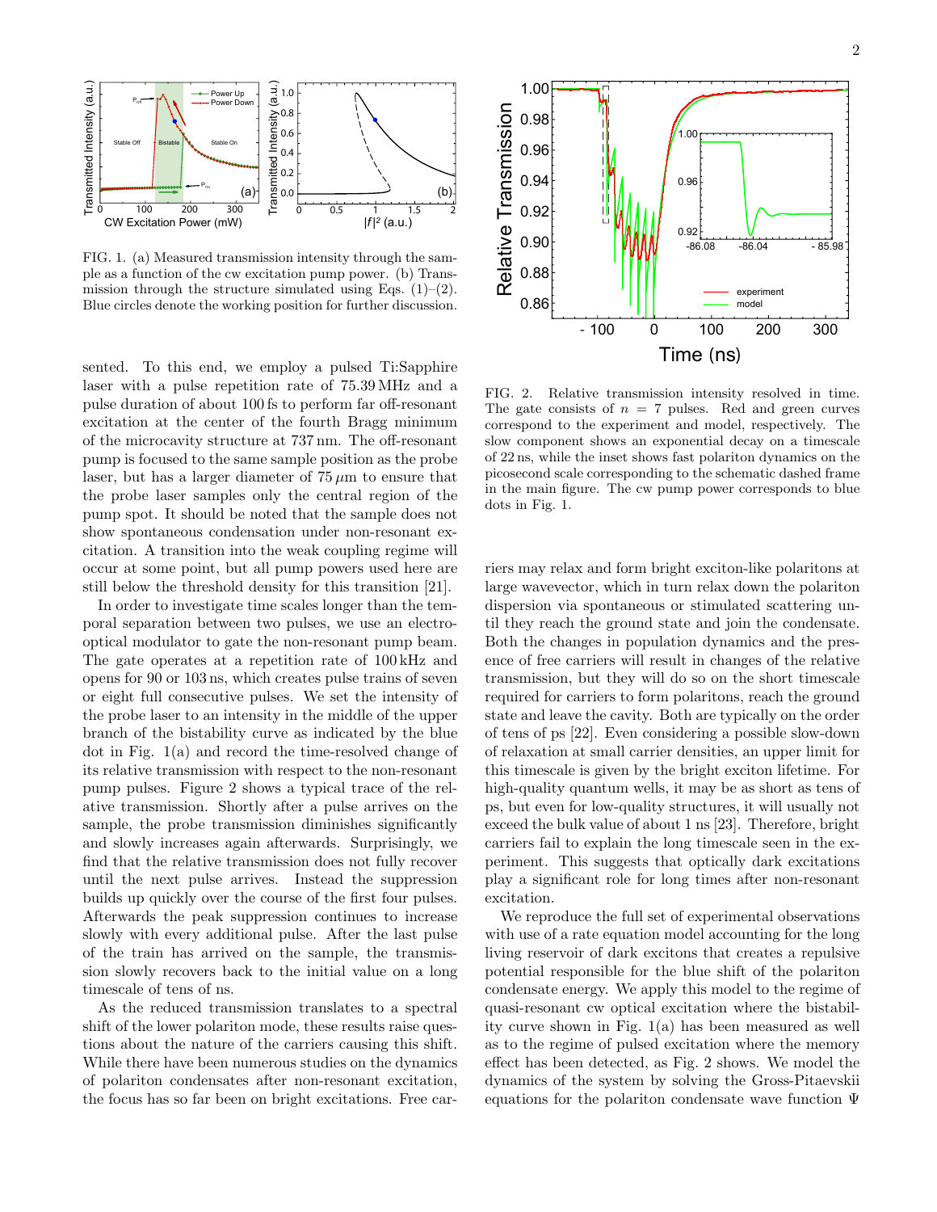FIG. 1. (a) Measured transmission intensity through the sample as a function of the cw excitation pump power. (b) Transmission through the structure simulated using Eqs. (1)–(2). Blue circles denote the working position for further discussion.

FIG. 2. Relative transmission intensity resolved in time. The gate consists of $n = 7$ pulses. Red and green curves correspond to the experiment and model, respectively. The slow component shows an exponential decay on a timescale of 22 ns, while the inset shows fast polariton dynamics on the picosecond scale corresponding to the schematic dashed frame in the main figure. The cw pump power corresponds to blue dots in Fig. 1.

sented. To this end, we employ a pulsed Ti:Sapphire laser with a pulse repetition rate of 75.39 MHz and a pulse duration of about 100 fs to perform far off-resonant excitation at the center of the fourth Bragg minimum of the microcavity structure at 737 nm. The off-resonant pump is focused to the same sample position as the probe laser, but has a larger diameter of 75 $\mu$m to ensure that the probe laser samples only the central region of the pump spot. It should be noted that the sample does not show spontaneous condensation under non-resonant excitation. A transition into the weak coupling regime will occur at some point, but all pump powers used here are still below the threshold density for this transition [21].

In order to investigate time scales longer than the temporal separation between two pulses, we use an electro-optical modulator to gate the non-resonant pump beam. The gate operates at a repetition rate of 100 kHz and opens for 90 or 103 ns, which creates pulse trains of seven or eight full consecutive pulses. We set the intensity of the probe laser to an intensity in the middle of the upper branch of the bistability curve as indicated by the blue dot in Fig. 1(a) and record the time-resolved change of its relative transmission with respect to the non-resonant pump pulses. Figure 2 shows a typical trace of the relative transmission. Shortly after a pulse arrives on the sample, the probe transmission diminishes significantly and slowly increases again afterwards. Surprisingly, we find that the relative transmission does not fully recover until the next pulse arrives. Instead the suppression builds up quickly over the course of the first four pulses. Afterwards the peak suppression continues to increase slowly with every additional pulse. After the last pulse of the train has arrived on the sample, the transmission slowly recovers back to the initial value on a long timescale of tens of ns.

As the reduced transmission translates to a spectral shift of the lower polariton mode, these results raise questions about the nature of the carriers causing this shift. While there have been numerous studies on the dynamics of polariton condensates after non-resonant excitation, the focus has so far been on bright excitations. Free carriers may relax and form bright exciton-like polaritons at large wavevector, which in turn relax down the polariton dispersion via spontaneous or stimulated scattering until they reach the ground state and join the condensate. Both the changes in population dynamics and the presence of free carriers will result in changes of the relative transmission, but they will do so on the short timescale required for carriers to form polaritons, reach the ground state and leave the cavity. Both are typically on the order of tens of ps [22]. Even considering a possible slow-down of relaxation at small carrier densities, an upper limit for this timescale is given by the bright exciton lifetime. For high-quality quantum wells, it may be as short as tens of ps, but even for low-quality structures, it will usually not exceed the bulk value of about 1 ns [23]. Therefore, bright carriers fail to explain the long timescale seen in the experiment. This suggests that optically dark excitations play a significant role for long times after non-resonant excitation.

We reproduce the full set of experimental observations with use of a rate equation model accounting for the long living reservoir of dark excitons that creates a repulsive potential responsible for the blue shift of the polariton condensate energy. We apply this model to the regime of quasi-resonant cw optical excitation where the bistability curve shown in Fig. 1(a) has been measured as well as to the regime of pulsed excitation where the memory effect has been detected, as Fig. 2 shows. We model the dynamics of the system by solving the Gross-Pitaevskii equations for the polariton condensate wave function $\Psi$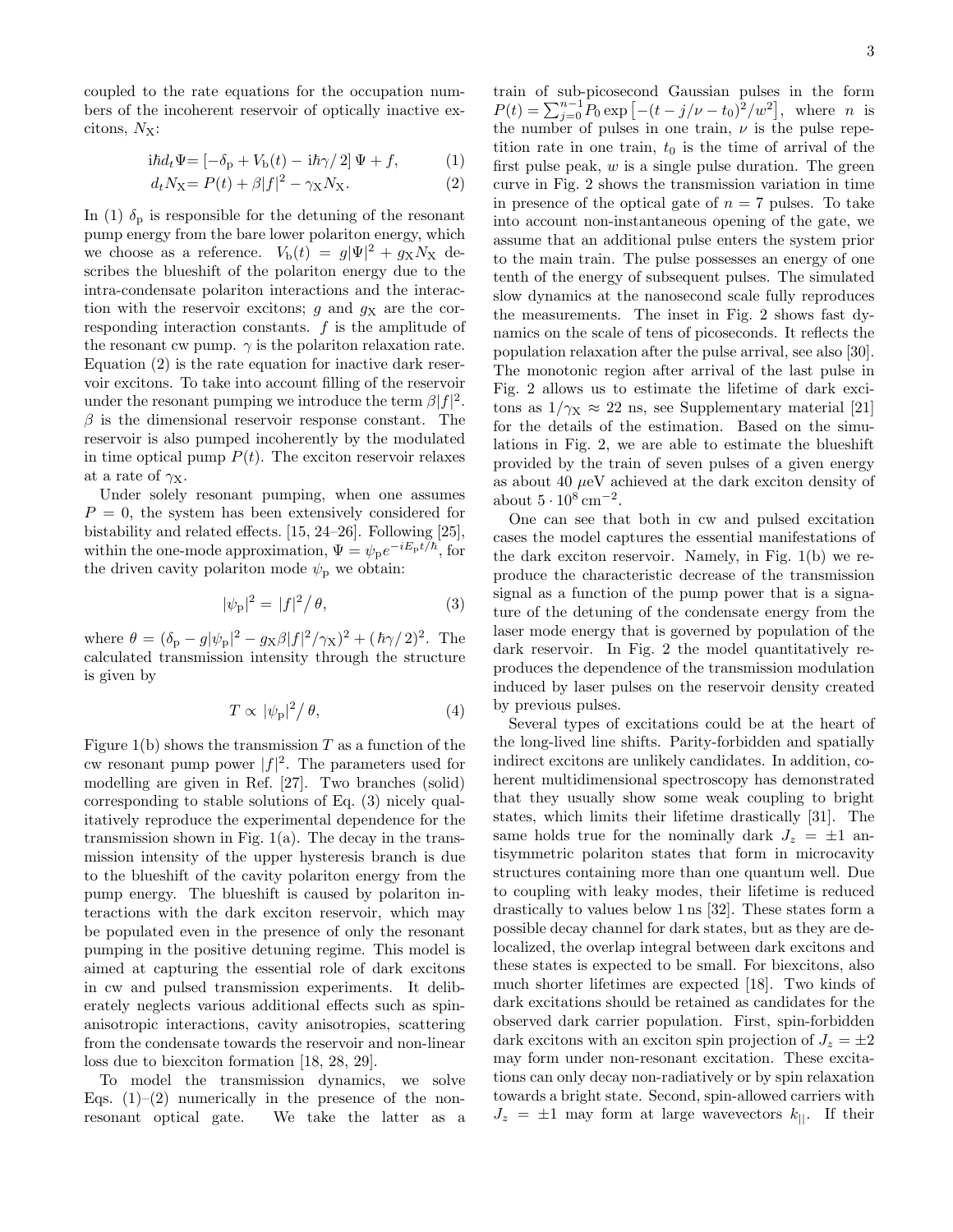coupled to the rate equations for the occupation numbers of the incoherent reservoir of optically inactive excitons, $N_X$:

$$\mathrm{i}\hbar d_t \Psi = \left[-\delta_p + V_b(t) - \mathrm{i}\hbar\gamma/2\right]\Psi + f, \tag{1}$$

$$d_t N_X = P(t) + \beta|f|^2 - \gamma_X N_X. \tag{2}$$

In (1) $\delta_p$ is responsible for the detuning of the resonant pump energy from the bare lower polariton energy, which we choose as a reference. $V_b(t) = g|\Psi|^2 + g_X N_X$ describes the blueshift of the polariton energy due to the intra-condensate polariton interactions and the interaction with the reservoir excitons; $g$ and $g_X$ are the corresponding interaction constants. $f$ is the amplitude of the resonant cw pump. $\gamma$ is the polariton relaxation rate. Equation (2) is the rate equation for inactive dark reservoir excitons. To take into account filling of the reservoir under the resonant pumping we introduce the term $\beta|f|^2$. $\beta$ is the dimensional reservoir response constant. The reservoir is also pumped incoherently by the modulated in time optical pump $P(t)$. The exciton reservoir relaxes at a rate of $\gamma_X$.

Under solely resonant pumping, when one assumes $P = 0$, the system has been extensively considered for bistability and related effects. [15, 24–26]. Following [25], within the one-mode approximation, $\Psi = \psi_p e^{-iE_p t/\hbar}$, for the driven cavity polariton mode $\psi_p$ we obtain:

$$|\psi_p|^2 = |f|^2/\theta, \tag{3}$$

where $\theta = (\delta_p - g|\psi_p|^2 - g_X\beta|f|^2/\gamma_X)^2 + (\hbar\gamma/2)^2$. The calculated transmission intensity through the structure is given by

$$T \propto |\psi_p|^2/\theta, \tag{4}$$

Figure 1(b) shows the transmission $T$ as a function of the cw resonant pump power $|f|^2$. The parameters used for modelling are given in Ref. [27]. Two branches (solid) corresponding to stable solutions of Eq. (3) nicely qualitatively reproduce the experimental dependence for the transmission shown in Fig. 1(a). The decay in the transmission intensity of the upper hysteresis branch is due to the blueshift of the cavity polariton energy from the pump energy. The blueshift is caused by polariton interactions with the dark exciton reservoir, which may be populated even in the presence of only the resonant pumping in the positive detuning regime. This model is aimed at capturing the essential role of dark excitons in cw and pulsed transmission experiments. It deliberately neglects various additional effects such as spin-anisotropic interactions, cavity anisotropies, scattering from the condensate towards the reservoir and non-linear loss due to biexciton formation [18, 28, 29].

To model the transmission dynamics, we solve Eqs. (1)–(2) numerically in the presence of the non-resonant optical gate. We take the latter as a train of sub-picosecond Gaussian pulses in the form $P(t) = \sum_{j=0}^{n-1} P_0 \exp\left[-(t - j/\nu - t_0)^2/w^2\right]$, where $n$ is the number of pulses in one train, $\nu$ is the pulse repetition rate in one train, $t_0$ is the time of arrival of the first pulse peak, $w$ is a single pulse duration. The green curve in Fig. 2 shows the transmission variation in time in presence of the optical gate of $n = 7$ pulses. To take into account non-instantaneous opening of the gate, we assume that an additional pulse enters the system prior to the main train. The pulse possesses an energy of one tenth of the energy of subsequent pulses. The simulated slow dynamics at the nanosecond scale fully reproduces the measurements. The inset in Fig. 2 shows fast dynamics on the scale of tens of picoseconds. It reflects the population relaxation after the pulse arrival, see also [30]. The monotonic region after arrival of the last pulse in Fig. 2 allows us to estimate the lifetime of dark excitons as $1/\gamma_X \approx 22$ ns, see Supplementary material [21] for the details of the estimation. Based on the simulations in Fig. 2, we are able to estimate the blueshift provided by the train of seven pulses of a given energy as about 40 $\mu$eV achieved at the dark exciton density of about $5 \cdot 10^8\,\mathrm{cm}^{-2}$.

One can see that both in cw and pulsed excitation cases the model captures the essential manifestations of the dark exciton reservoir. Namely, in Fig. 1(b) we reproduce the characteristic decrease of the transmission signal as a function of the pump power that is a signature of the detuning of the condensate energy from the laser mode energy that is governed by population of the dark reservoir. In Fig. 2 the model quantitatively reproduces the dependence of the transmission modulation induced by laser pulses on the reservoir density created by previous pulses.

Several types of excitations could be at the heart of the long-lived line shifts. Parity-forbidden and spatially indirect excitons are unlikely candidates. In addition, coherent multidimensional spectroscopy has demonstrated that they usually show some weak coupling to bright states, which limits their lifetime drastically [31]. The same holds true for the nominally dark $J_z = \pm 1$ antisymmetric polariton states that form in microcavity structures containing more than one quantum well. Due to coupling with leaky modes, their lifetime is reduced drastically to values below 1 ns [32]. These states form a possible decay channel for dark states, but as they are delocalized, the overlap integral between dark excitons and these states is expected to be small. For biexcitons, also much shorter lifetimes are expected [18]. Two kinds of dark excitations should be retained as candidates for the observed dark carrier population. First, spin-forbidden dark excitons with an exciton spin projection of $J_z = \pm 2$ may form under non-resonant excitation. These excitations can only decay non-radiatively or by spin relaxation towards a bright state. Second, spin-allowed carriers with $J_z = \pm 1$ may form at large wavevectors $k_{||}$. If their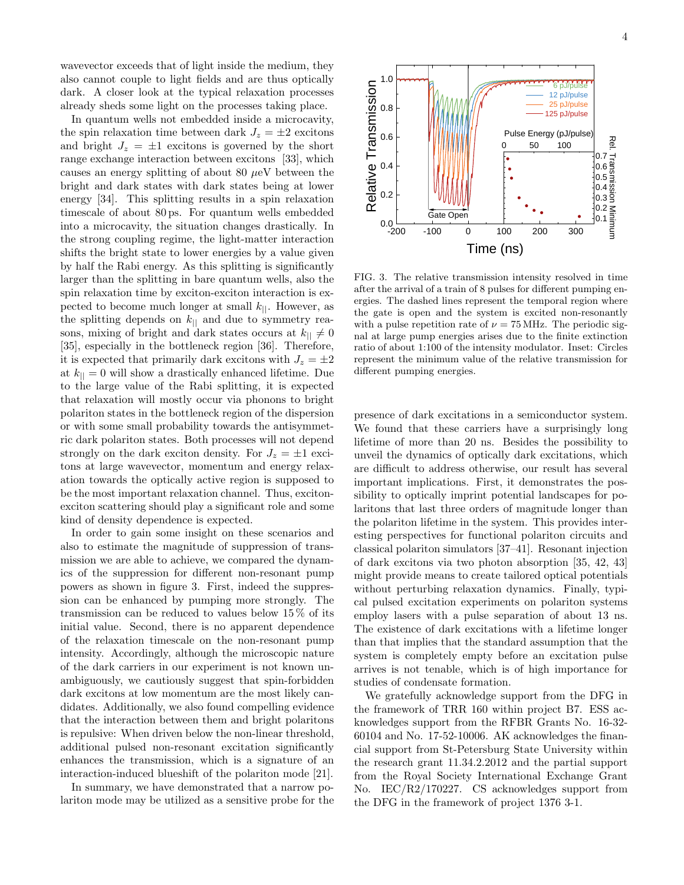wavevector exceeds that of light inside the medium, they also cannot couple to light fields and are thus optically dark. A closer look at the typical relaxation processes already sheds some light on the processes taking place.

In quantum wells not embedded inside a microcavity, the spin relaxation time between dark $J_z = \pm 2$ excitons and bright $J_z = \pm 1$ excitons is governed by the short range exchange interaction between excitons [33], which causes an energy splitting of about 80 $\mu$eV between the bright and dark states with dark states being at lower energy [34]. This splitting results in a spin relaxation timescale of about 80 ps. For quantum wells embedded into a microcavity, the situation changes drastically. In the strong coupling regime, the light-matter interaction shifts the bright state to lower energies by a value given by half the Rabi energy. As this splitting is significantly larger than the splitting in bare quantum wells, also the spin relaxation time by exciton-exciton interaction is expected to become much longer at small $k_{||}$. However, as the splitting depends on $k_{||}$ and due to symmetry reasons, mixing of bright and dark states occurs at $k_{||} \neq 0$ [35], especially in the bottleneck region [36]. Therefore, it is expected that primarily dark excitons with $J_z = \pm 2$ at $k_{||} = 0$ will show a drastically enhanced lifetime. Due to the large value of the Rabi splitting, it is expected that relaxation will mostly occur via phonons to bright polariton states in the bottleneck region of the dispersion or with some small probability towards the antisymmetric dark polariton states. Both processes will not depend strongly on the dark exciton density. For $J_z = \pm 1$ excitons at large wavevector, momentum and energy relaxation towards the optically active region is supposed to be the most important relaxation channel. Thus, exciton-exciton scattering should play a significant role and some kind of density dependence is expected.

In order to gain some insight on these scenarios and also to estimate the magnitude of suppression of transmission we are able to achieve, we compared the dynamics of the suppression for different non-resonant pump powers as shown in figure 3. First, indeed the suppression can be enhanced by pumping more strongly. The transmission can be reduced to values below 15 % of its initial value. Second, there is no apparent dependence of the relaxation timescale on the non-resonant pump intensity. Accordingly, although the microscopic nature of the dark carriers in our experiment is not known unambiguously, we cautiously suggest that spin-forbidden dark excitons at low momentum are the most likely candidates. Additionally, we also found compelling evidence that the interaction between them and bright polaritons is repulsive: When driven below the non-linear threshold, additional pulsed non-resonant excitation significantly enhances the transmission, which is a signature of an interaction-induced blueshift of the polariton mode [21].

In summary, we have demonstrated that a narrow polariton mode may be utilized as a sensitive probe for the presence of dark excitations in a semiconductor system. We found that these carriers have a surprisingly long lifetime of more than 20 ns. Besides the possibility to unveil the dynamics of optically dark excitations, which are difficult to address otherwise, our result has several important implications. First, it demonstrates the possibility to optically imprint potential landscapes for polaritons that last three orders of magnitude longer than the polariton lifetime in the system. This provides interesting perspectives for functional polariton circuits and classical polariton simulators [37–41]. Resonant injection of dark excitons via two photon absorption [35, 42, 43] might provide means to create tailored optical potentials without perturbing relaxation dynamics. Finally, typical pulsed excitation experiments on polariton systems employ lasers with a pulse separation of about 13 ns. The existence of dark excitations with a lifetime longer than that implies that the standard assumption that the system is completely empty before an excitation pulse arrives is not tenable, which is of high importance for studies of condensate formation.

FIG. 3. The relative transmission intensity resolved in time after the arrival of a train of 8 pulses for different pumping energies. The dashed lines represent the temporal region where the gate is open and the system is excited non-resonantly with a pulse repetition rate of $\nu = 75$ MHz. The periodic signal at large pump energies arises due to the finite extinction ratio of about 1:100 of the intensity modulator. Inset: Circles represent the minimum value of the relative transmission for different pumping energies.

We gratefully acknowledge support from the DFG in the framework of TRR 160 within project B7. ESS acknowledges support from the RFBR Grants No. 16-32-60104 and No. 17-52-10006. AK acknowledges the financial support from St-Petersburg State University within the research grant 11.34.2.2012 and the partial support from the Royal Society International Exchange Grant No. IEC/R2/170227. CS acknowledges support from the DFG in the framework of project 1376 3-1.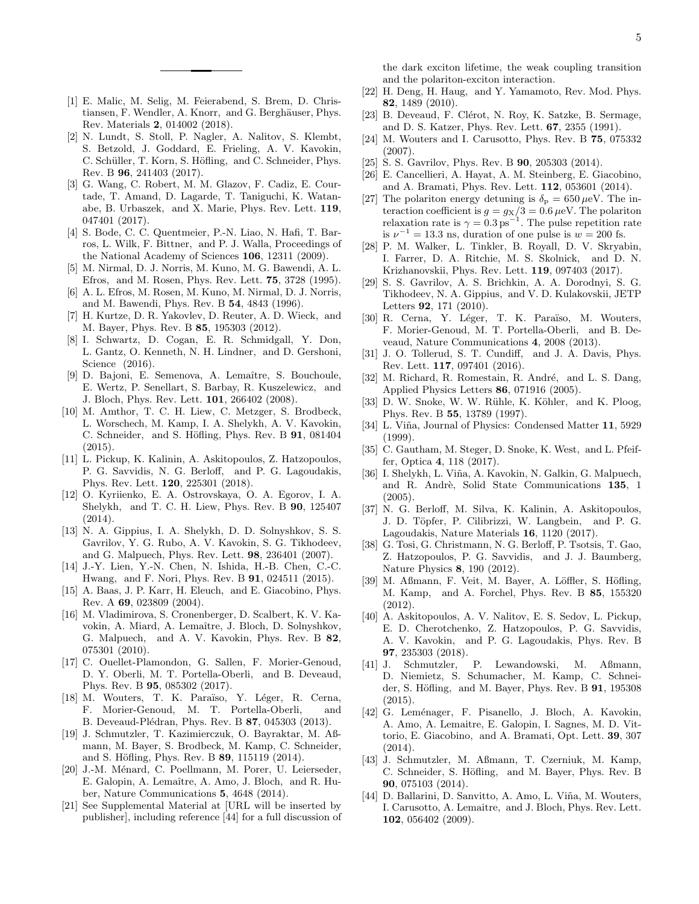[1] E. Malic, M. Selig, M. Feierabend, S. Brem, D. Christiansen, F. Wendler, A. Knorr, and G. Berghäuser, Phys. Rev. Materials **2**, 014002 (2018).

[2] N. Lundt, S. Stoll, P. Nagler, A. Nalitov, S. Klembt, S. Betzold, J. Goddard, E. Frieling, A. V. Kavokin, C. Schüller, T. Korn, S. Höfling, and C. Schneider, Phys. Rev. B **96**, 241403 (2017).

[3] G. Wang, C. Robert, M. M. Glazov, F. Cadiz, E. Courtade, T. Amand, D. Lagarde, T. Taniguchi, K. Watanabe, B. Urbaszek, and X. Marie, Phys. Rev. Lett. **119**, 047401 (2017).

[4] S. Bode, C. C. Quentmeier, P.-N. Liao, N. Hafi, T. Barros, L. Wilk, F. Bittner, and P. J. Walla, Proceedings of the National Academy of Sciences **106**, 12311 (2009).

[5] M. Nirmal, D. J. Norris, M. Kuno, M. G. Bawendi, A. L. Efros, and M. Rosen, Phys. Rev. Lett. **75**, 3728 (1995).

[6] A. L. Efros, M. Rosen, M. Kuno, M. Nirmal, D. J. Norris, and M. Bawendi, Phys. Rev. B **54**, 4843 (1996).

[7] H. Kurtze, D. R. Yakovlev, D. Reuter, A. D. Wieck, and M. Bayer, Phys. Rev. B **85**, 195303 (2012).

[8] I. Schwartz, D. Cogan, E. R. Schmidgall, Y. Don, L. Gantz, O. Kenneth, N. H. Lindner, and D. Gershoni, Science (2016).

[9] D. Bajoni, E. Semenova, A. Lemaître, S. Bouchoule, E. Wertz, P. Senellart, S. Barbay, R. Kuszelewicz, and J. Bloch, Phys. Rev. Lett. **101**, 266402 (2008).

[10] M. Amthor, T. C. H. Liew, C. Metzger, S. Brodbeck, L. Worschech, M. Kamp, I. A. Shelykh, A. V. Kavokin, C. Schneider, and S. Höfling, Phys. Rev. B **91**, 081404 (2015).

[11] L. Pickup, K. Kalinin, A. Askitopoulos, Z. Hatzopoulos, P. G. Savvidis, N. G. Berloff, and P. G. Lagoudakis, Phys. Rev. Lett. **120**, 225301 (2018).

[12] O. Kyriienko, E. A. Ostrovskaya, O. A. Egorov, I. A. Shelykh, and T. C. H. Liew, Phys. Rev. B **90**, 125407 (2014).

[13] N. A. Gippius, I. A. Shelykh, D. D. Solnyshkov, S. S. Gavrilov, Y. G. Rubo, A. V. Kavokin, S. G. Tikhodeev, and G. Malpuech, Phys. Rev. Lett. **98**, 236401 (2007).

[14] J.-Y. Lien, Y.-N. Chen, N. Ishida, H.-B. Chen, C.-C. Hwang, and F. Nori, Phys. Rev. B **91**, 024511 (2015).

[15] A. Baas, J. P. Karr, H. Eleuch, and E. Giacobino, Phys. Rev. A **69**, 023809 (2004).

[16] M. Vladimirova, S. Cronenberger, D. Scalbert, K. V. Kavokin, A. Miard, A. Lemaître, J. Bloch, D. Solnyshkov, G. Malpuech, and A. V. Kavokin, Phys. Rev. B **82**, 075301 (2010).

[17] C. Ouellet-Plamondon, G. Sallen, F. Morier-Genoud, D. Y. Oberli, M. T. Portella-Oberli, and B. Deveaud, Phys. Rev. B **95**, 085302 (2017).

[18] M. Wouters, T. K. Paraïso, Y. Léger, R. Cerna, F. Morier-Genoud, M. T. Portella-Oberli, and B. Deveaud-Plédran, Phys. Rev. B **87**, 045303 (2013).

[19] J. Schmutzler, T. Kazimierczuk, O. Bayraktar, M. Aßmann, M. Bayer, S. Brodbeck, M. Kamp, C. Schneider, and S. Höfling, Phys. Rev. B **89**, 115119 (2014).

[20] J.-M. Ménard, C. Poellmann, M. Porer, U. Leierseder, E. Galopin, A. Lemaître, A. Amo, J. Bloch, and R. Huber, Nature Communications **5**, 4648 (2014).

[21] See Supplemental Material at [URL will be inserted by publisher], including reference [44] for a full discussion of the dark exciton lifetime, the weak coupling transition and the polariton-exciton interaction.

[22] H. Deng, H. Haug, and Y. Yamamoto, Rev. Mod. Phys. **82**, 1489 (2010).

[23] B. Deveaud, F. Clérot, N. Roy, K. Satzke, B. Sermage, and D. S. Katzer, Phys. Rev. Lett. **67**, 2355 (1991).

[24] M. Wouters and I. Carusotto, Phys. Rev. B **75**, 075332 (2007).

[25] S. S. Gavrilov, Phys. Rev. B **90**, 205303 (2014).

[26] E. Cancellieri, A. Hayat, A. M. Steinberg, E. Giacobino, and A. Bramati, Phys. Rev. Lett. **112**, 053601 (2014).

[27] The polariton energy detuning is $\delta_{\rm p} = 650\,\mu$eV. The interaction coefficient is $g = g_{\rm X}/3 = 0.6\,\mu$eV. The polariton relaxation rate is $\gamma = 0.3\,{\rm ps}^{-1}$. The pulse repetition rate is $\nu^{-1} = 13.3$ ns, duration of one pulse is $w = 200$ fs.

[28] P. M. Walker, L. Tinkler, B. Royall, D. V. Skryabin, I. Farrer, D. A. Ritchie, M. S. Skolnick, and D. N. Krizhanovskii, Phys. Rev. Lett. **119**, 097403 (2017).

[29] S. S. Gavrilov, A. S. Brichkin, A. A. Dorodnyi, S. G. Tikhodeev, N. A. Gippius, and V. D. Kulakovskii, JETP Letters **92**, 171 (2010).

[30] R. Cerna, Y. Léger, T. K. Paraïso, M. Wouters, F. Morier-Genoud, M. T. Portella-Oberli, and B. Deveaud, Nature Communications **4**, 2008 (2013).

[31] J. O. Tollerud, S. T. Cundiff, and J. A. Davis, Phys. Rev. Lett. **117**, 097401 (2016).

[32] M. Richard, R. Romestain, R. André, and L. S. Dang, Applied Physics Letters **86**, 071916 (2005).

[33] D. W. Snoke, W. W. Rühle, K. Köhler, and K. Ploog, Phys. Rev. B **55**, 13789 (1997).

[34] L. Viña, Journal of Physics: Condensed Matter **11**, 5929 (1999).

[35] C. Gautham, M. Steger, D. Snoke, K. West, and L. Pfeiffer, Optica **4**, 118 (2017).

[36] I. Shelykh, L. Viña, A. Kavokin, N. Galkin, G. Malpuech, and R. Andrè, Solid State Communications **135**, 1 (2005).

[37] N. G. Berloff, M. Silva, K. Kalinin, A. Askitopoulos, J. D. Töpfer, P. Cilibrizzi, W. Langbein, and P. G. Lagoudakis, Nature Materials **16**, 1120 (2017).

[38] G. Tosi, G. Christmann, N. G. Berloff, P. Tsotsis, T. Gao, Z. Hatzopoulos, P. G. Savvidis, and J. J. Baumberg, Nature Physics **8**, 190 (2012).

[39] M. Aßmann, F. Veit, M. Bayer, A. Löffler, S. Höfling, M. Kamp, and A. Forchel, Phys. Rev. B **85**, 155320 (2012).

[40] A. Askitopoulos, A. V. Nalitov, E. S. Sedov, L. Pickup, E. D. Cherotchenko, Z. Hatzopoulos, P. G. Savvidis, A. V. Kavokin, and P. G. Lagoudakis, Phys. Rev. B **97**, 235303 (2018).

[41] J. Schmutzler, P. Lewandowski, M. Aßmann, D. Niemietz, S. Schumacher, M. Kamp, C. Schneider, S. Höfling, and M. Bayer, Phys. Rev. B **91**, 195308 (2015).

[42] G. Leménager, F. Pisanello, J. Bloch, A. Kavokin, A. Amo, A. Lemaitre, E. Galopin, I. Sagnes, M. D. Vittorio, E. Giacobino, and A. Bramati, Opt. Lett. **39**, 307 (2014).

[43] J. Schmutzler, M. Aßmann, T. Czerniuk, M. Kamp, C. Schneider, S. Höfling, and M. Bayer, Phys. Rev. B **90**, 075103 (2014).

[44] D. Ballarini, D. Sanvitto, A. Amo, L. Viña, M. Wouters, I. Carusotto, A. Lemaitre, and J. Bloch, Phys. Rev. Lett. **102**, 056402 (2009).